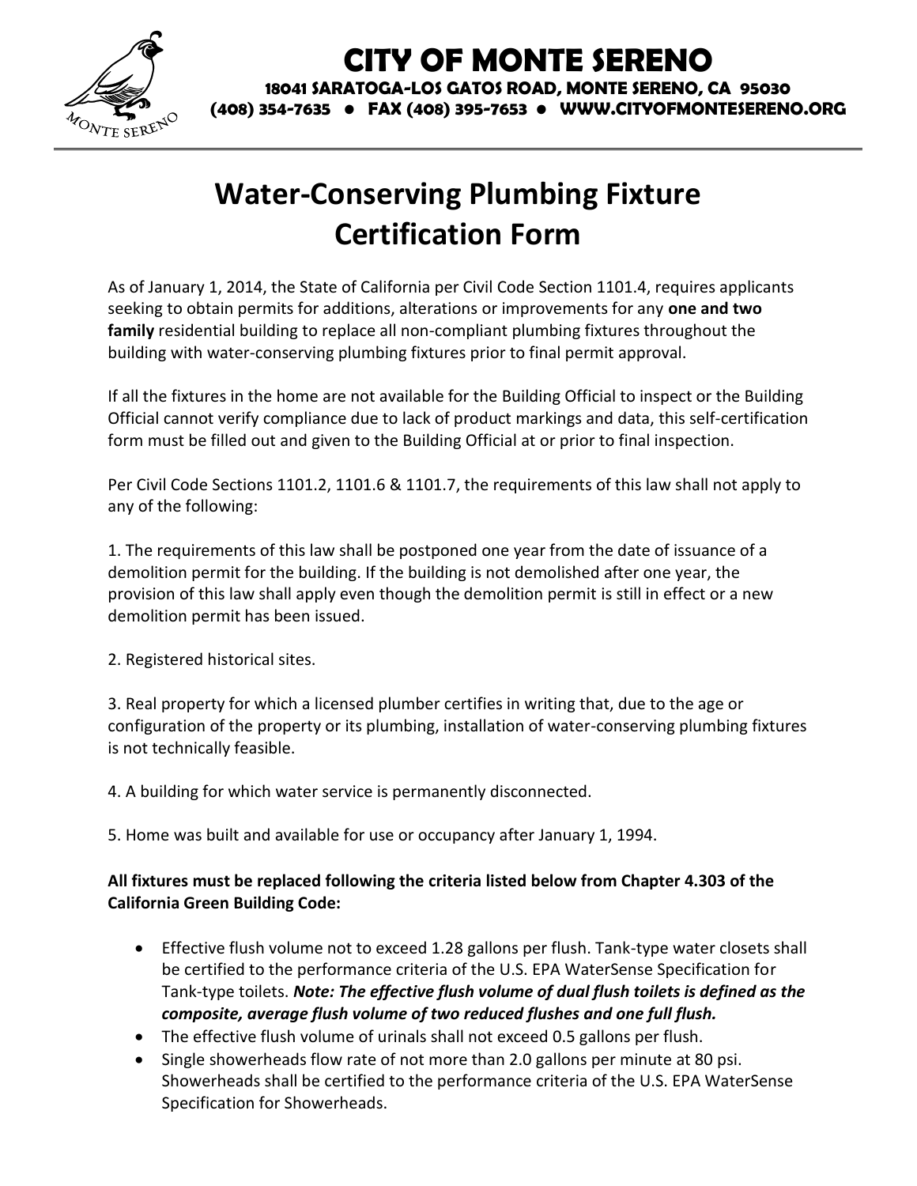# CITY OF MONTE SERENO

**18041 SARATOGA-LOS GATOS ROAD, MONTE SERENO, CA 95030**
**(408) 354-7635 ● FAX (408) 395-7653 ● WWW.CITYOFMONTESERENO.ORG**

# Water-Conserving Plumbing Fixture Certification Form

As of January 1, 2014, the State of California per Civil Code Section 1101.4, requires applicants seeking to obtain permits for additions, alterations or improvements for any **one and two family** residential building to replace all non-compliant plumbing fixtures throughout the building with water-conserving plumbing fixtures prior to final permit approval.

If all the fixtures in the home are not available for the Building Official to inspect or the Building Official cannot verify compliance due to lack of product markings and data, this self-certification form must be filled out and given to the Building Official at or prior to final inspection.

Per Civil Code Sections 1101.2, 1101.6 & 1101.7, the requirements of this law shall not apply to any of the following:

1. The requirements of this law shall be postponed one year from the date of issuance of a demolition permit for the building. If the building is not demolished after one year, the provision of this law shall apply even though the demolition permit is still in effect or a new demolition permit has been issued.

2. Registered historical sites.

3. Real property for which a licensed plumber certifies in writing that, due to the age or configuration of the property or its plumbing, installation of water-conserving plumbing fixtures is not technically feasible.

4. A building for which water service is permanently disconnected.

5. Home was built and available for use or occupancy after January 1, 1994.

**All fixtures must be replaced following the criteria listed below from Chapter 4.303 of the California Green Building Code:**

- Effective flush volume not to exceed 1.28 gallons per flush. Tank-type water closets shall be certified to the performance criteria of the U.S. EPA WaterSense Specification for Tank-type toilets. ***Note: The effective flush volume of dual flush toilets is defined as the composite, average flush volume of two reduced flushes and one full flush.***
- The effective flush volume of urinals shall not exceed 0.5 gallons per flush.
- Single showerheads flow rate of not more than 2.0 gallons per minute at 80 psi. Showerheads shall be certified to the performance criteria of the U.S. EPA WaterSense Specification for Showerheads.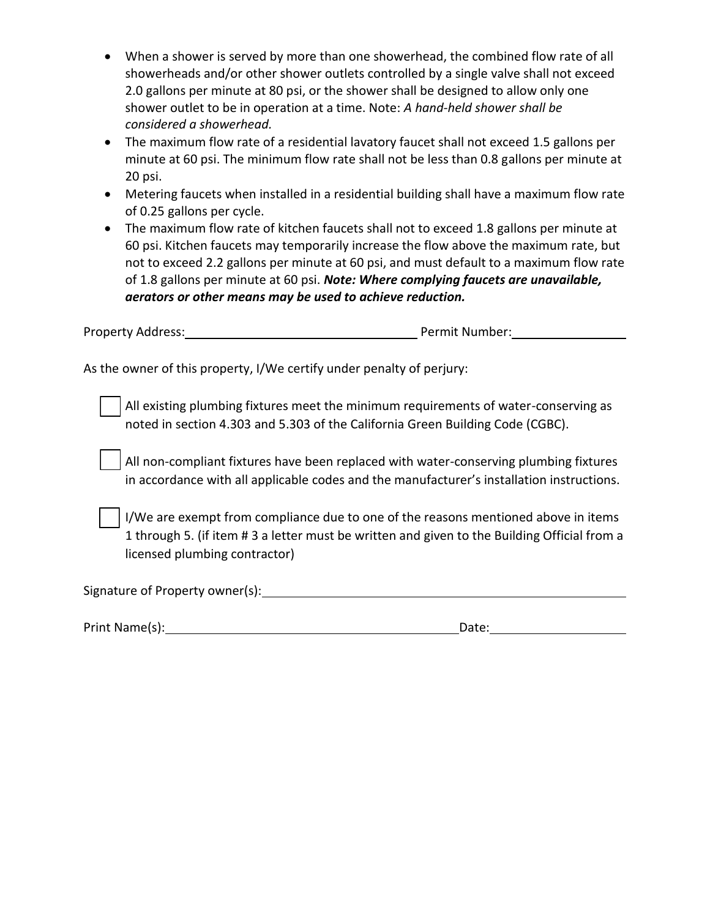- When a shower is served by more than one showerhead, the combined flow rate of all showerheads and/or other shower outlets controlled by a single valve shall not exceed 2.0 gallons per minute at 80 psi, or the shower shall be designed to allow only one shower outlet to be in operation at a time. Note: *A hand-held shower shall be considered a showerhead.*
- The maximum flow rate of a residential lavatory faucet shall not exceed 1.5 gallons per minute at 60 psi. The minimum flow rate shall not be less than 0.8 gallons per minute at 20 psi.
- Metering faucets when installed in a residential building shall have a maximum flow rate of 0.25 gallons per cycle.
- The maximum flow rate of kitchen faucets shall not to exceed 1.8 gallons per minute at 60 psi. Kitchen faucets may temporarily increase the flow above the maximum rate, but not to exceed 2.2 gallons per minute at 60 psi, and must default to a maximum flow rate of 1.8 gallons per minute at 60 psi. ***Note: Where complying faucets are unavailable, aerators or other means may be used to achieve reduction.***

Property Address:______________________________ Permit Number:______________

As the owner of this property, I/We certify under penalty of perjury:

☐ All existing plumbing fixtures meet the minimum requirements of water-conserving as noted in section 4.303 and 5.303 of the California Green Building Code (CGBC).

☐ All non-compliant fixtures have been replaced with water-conserving plumbing fixtures in accordance with all applicable codes and the manufacturer's installation instructions.

☐ I/We are exempt from compliance due to one of the reasons mentioned above in items 1 through 5. (if item # 3 a letter must be written and given to the Building Official from a licensed plumbing contractor)

Signature of Property owner(s):______________________________________________

Print Name(s):______________________________________ Date:__________________